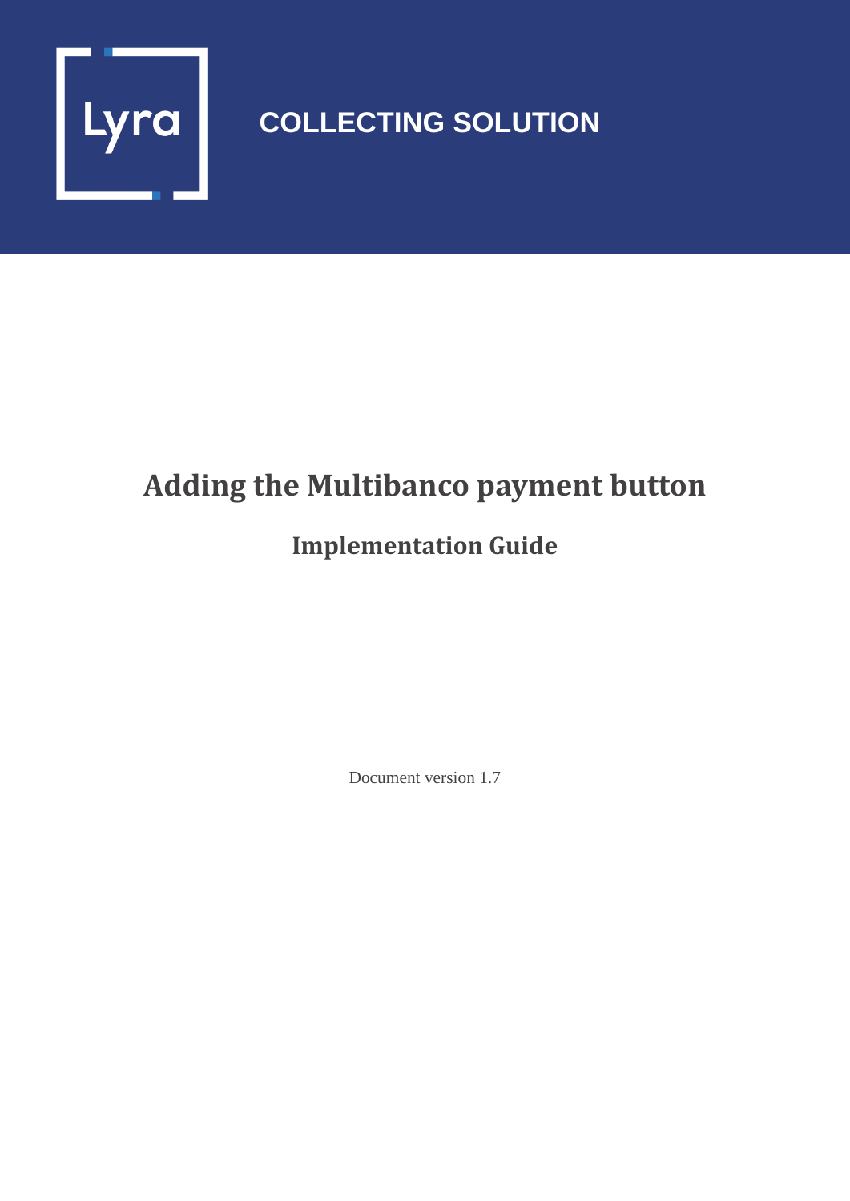Lyra

COLLECTING SOLUTION

# Adding the Multibanco payment button

## Implementation Guide

Document version 1.7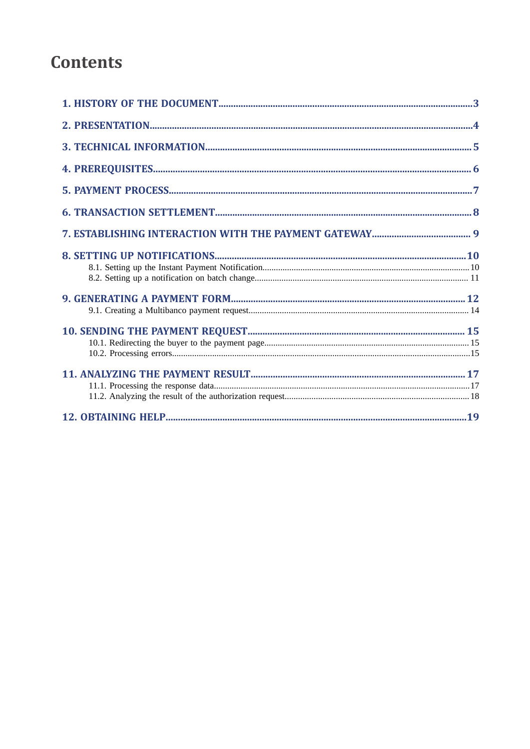# Contents

**1. HISTORY OF THE DOCUMENT** ........................................ 3

**2. PRESENTATION** ........................................ 4

**3. TECHNICAL INFORMATION** ........................................ 5

**4. PREREQUISITES** ........................................ 6

**5. PAYMENT PROCESS** ........................................ 7

**6. TRANSACTION SETTLEMENT** ........................................ 8

**7. ESTABLISHING INTERACTION WITH THE PAYMENT GATEWAY** ........................................ 9

**8. SETTING UP NOTIFICATIONS** ........................................ 10

- 8.1. Setting up the Instant Payment Notification ........................................ 10
- 8.2. Setting up a notification on batch change ........................................ 11

**9. GENERATING A PAYMENT FORM** ........................................ 12

- 9.1. Creating a Multibanco payment request ........................................ 14

**10. SENDING THE PAYMENT REQUEST** ........................................ 15

- 10.1. Redirecting the buyer to the payment page ........................................ 15
- 10.2. Processing errors ........................................ 15

**11. ANALYZING THE PAYMENT RESULT** ........................................ 17

- 11.1. Processing the response data ........................................ 17
- 11.2. Analyzing the result of the authorization request ........................................ 18

**12. OBTAINING HELP** ........................................ 19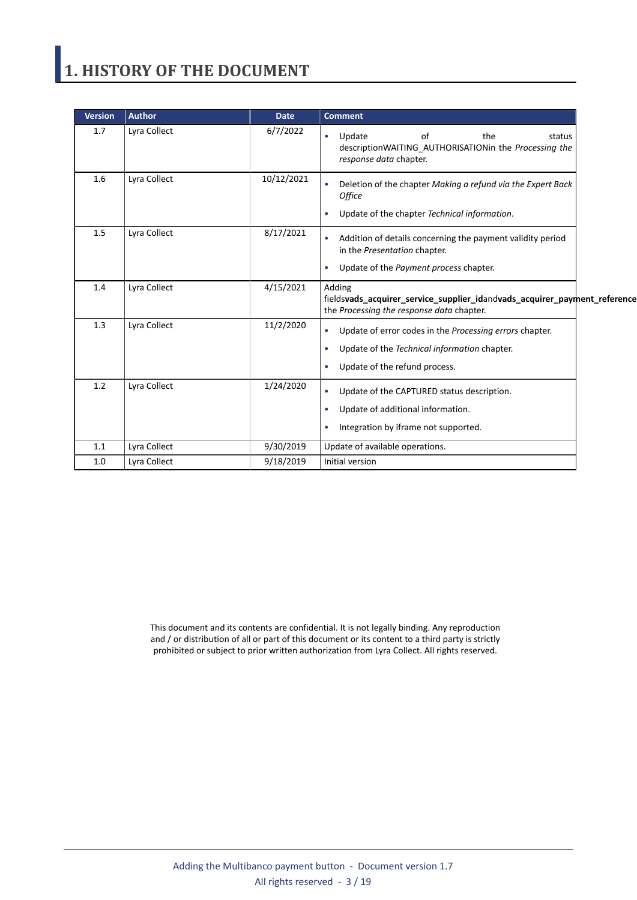# 1. HISTORY OF THE DOCUMENT

| Version | Author | Date | Comment |
|---|---|---|---|
| 1.7 | Lyra Collect | 6/7/2022 | • Update of the status descriptionWAITING_AUTHORISATIONin the *Processing the response data* chapter. |
| 1.6 | Lyra Collect | 10/12/2021 | • Deletion of the chapter *Making a refund via the Expert Back Office*<br>• Update of the chapter *Technical information*. |
| 1.5 | Lyra Collect | 8/17/2021 | • Addition of details concerning the payment validity period in the *Presentation* chapter.<br>• Update of the *Payment process* chapter. |
| 1.4 | Lyra Collect | 4/15/2021 | Adding fields**vads_acquirer_service_supplier_id**and**vads_acquirer_payment_reference** the *Processing the response data* chapter. |
| 1.3 | Lyra Collect | 11/2/2020 | • Update of error codes in the *Processing errors* chapter.<br>• Update of the *Technical information* chapter.<br>• Update of the refund process. |
| 1.2 | Lyra Collect | 1/24/2020 | • Update of the CAPTURED status description.<br>• Update of additional information.<br>• Integration by iframe not supported. |
| 1.1 | Lyra Collect | 9/30/2019 | Update of available operations. |
| 1.0 | Lyra Collect | 9/18/2019 | Initial version |

This document and its contents are confidential. It is not legally binding. Any reproduction and / or distribution of all or part of this document or its content to a third party is strictly prohibited or subject to prior written authorization from Lyra Collect. All rights reserved.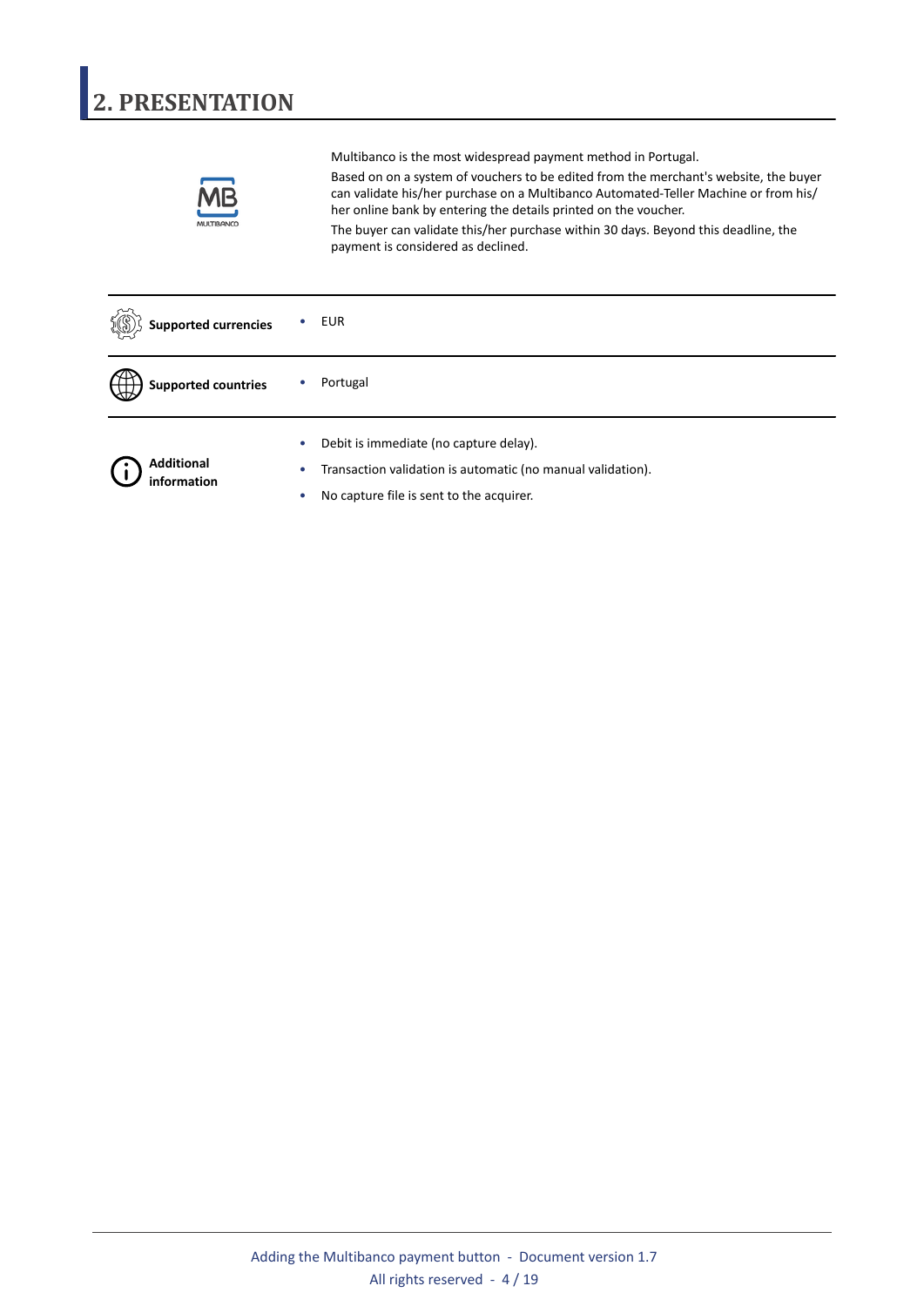# 2. PRESENTATION

Multibanco is the most widespread payment method in Portugal.

Based on on a system of vouchers to be edited from the merchant's website, the buyer can validate his/her purchase on a Multibanco Automated-Teller Machine or from his/her online bank by entering the details printed on the voucher.

The buyer can validate this/her purchase within 30 days. Beyond this deadline, the payment is considered as declined.

| | |
|---|---|
| **Supported currencies** | • EUR |
| **Supported countries** | • Portugal |
| **Additional information** | • Debit is immediate (no capture delay).<br>• Transaction validation is automatic (no manual validation).<br>• No capture file is sent to the acquirer. |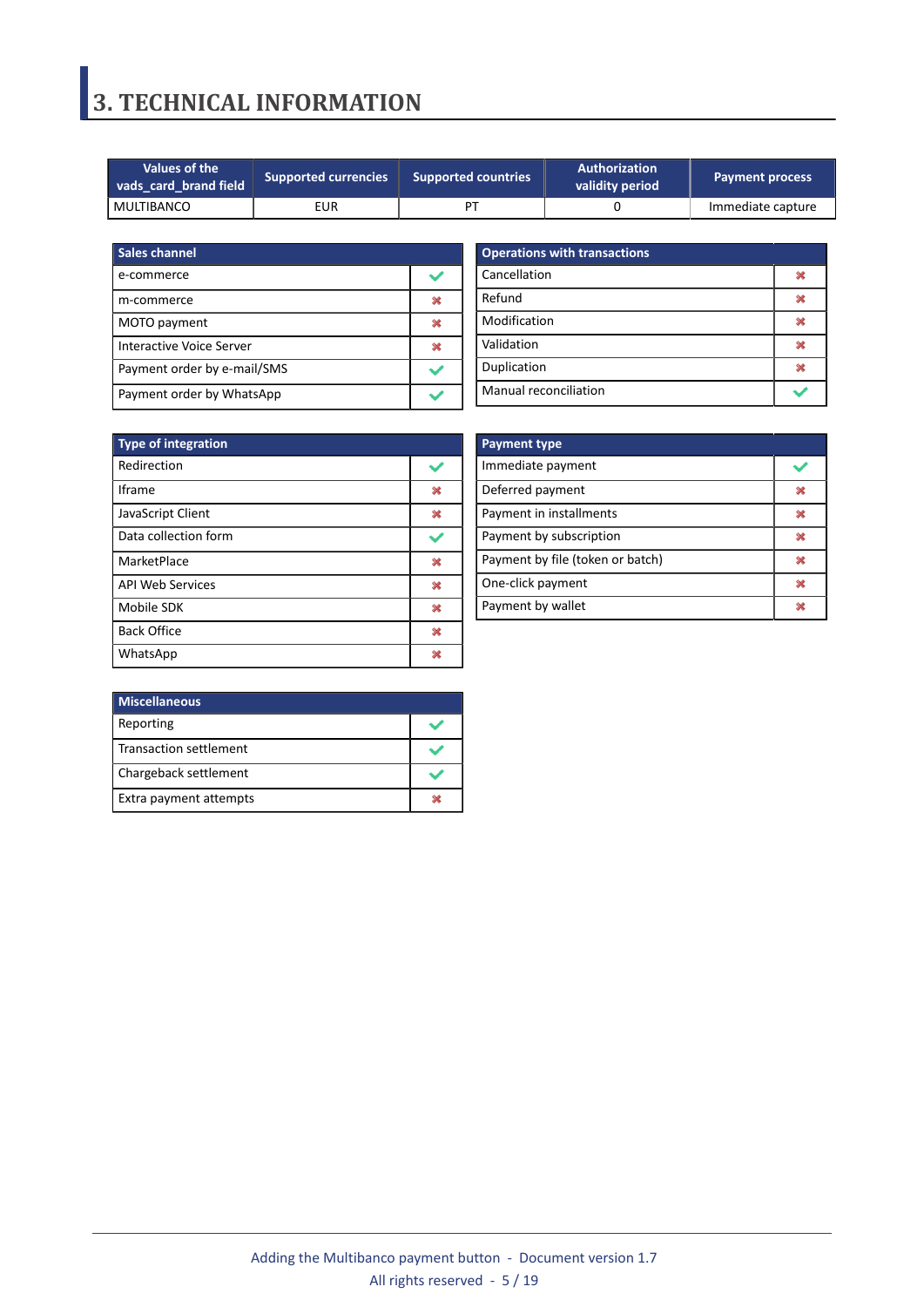# 3. TECHNICAL INFORMATION

| Values of the vads_card_brand field | Supported currencies | Supported countries | Authorization validity period | Payment process |
|---|---|---|---|---|
| MULTIBANCO | EUR | PT | 0 | Immediate capture |

| Sales channel | |
|---|---|
| e-commerce | ✔ |
| m-commerce | ✖ |
| MOTO payment | ✖ |
| Interactive Voice Server | ✖ |
| Payment order by e-mail/SMS | ✔ |
| Payment order by WhatsApp | ✔ |

| Operations with transactions | |
|---|---|
| Cancellation | ✖ |
| Refund | ✖ |
| Modification | ✖ |
| Validation | ✖ |
| Duplication | ✖ |
| Manual reconciliation | ✔ |

| Type of integration | |
|---|---|
| Redirection | ✔ |
| Iframe | ✖ |
| JavaScript Client | ✖ |
| Data collection form | ✔ |
| MarketPlace | ✖ |
| API Web Services | ✖ |
| Mobile SDK | ✖ |
| Back Office | ✖ |
| WhatsApp | ✖ |

| Payment type | |
|---|---|
| Immediate payment | ✔ |
| Deferred payment | ✖ |
| Payment in installments | ✖ |
| Payment by subscription | ✖ |
| Payment by file (token or batch) | ✖ |
| One-click payment | ✖ |
| Payment by wallet | ✖ |

| Miscellaneous | |
|---|---|
| Reporting | ✔ |
| Transaction settlement | ✔ |
| Chargeback settlement | ✔ |
| Extra payment attempts | ✖ |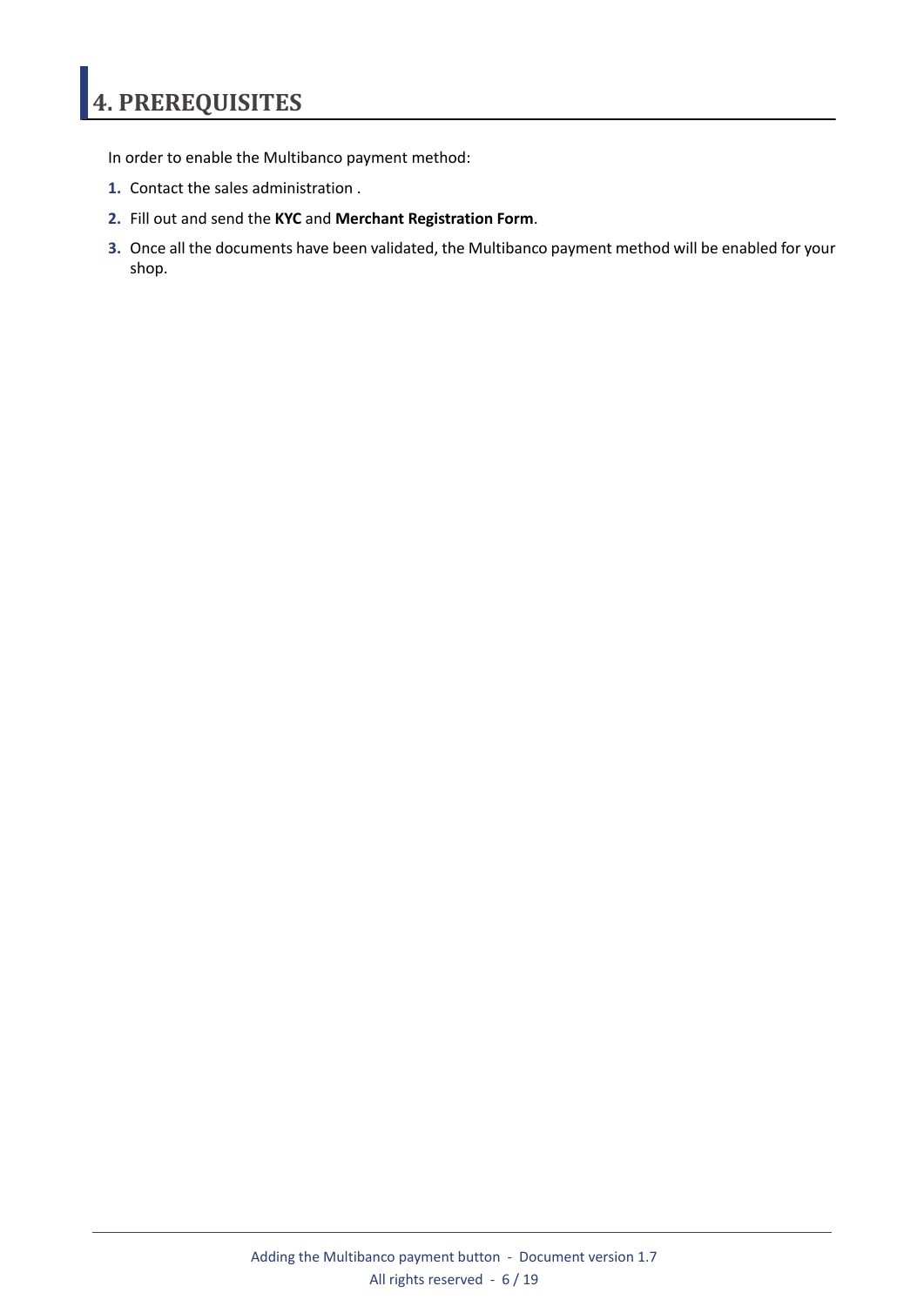# 4. PREREQUISITES

In order to enable the Multibanco payment method:

1. Contact the sales administration .
2. Fill out and send the **KYC** and **Merchant Registration Form**.
3. Once all the documents have been validated, the Multibanco payment method will be enabled for your shop.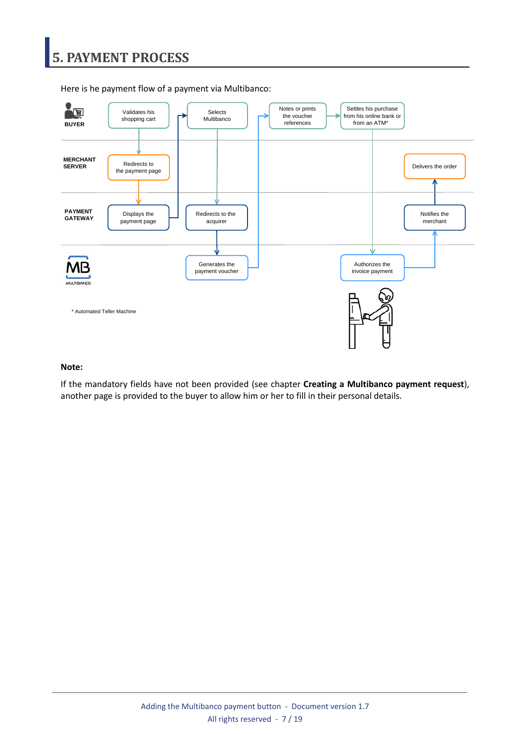# 5. PAYMENT PROCESS

Here is he payment flow of a payment via Multibanco:

BUYER

Validates his shopping cart

Selects Multibanco

Notes or prints the voucher references

Settles his purchase from his online bank or from an ATM*

MERCHANT SERVER

Redirects to the payment page

Delivers the order

PAYMENT GATEWAY

Displays the payment page

Redirects to the acquirer

Notifies the merchant

MB MULTIBANCO

Generates the payment voucher

Authorizes the invoice payment

\* Automated Teller Machine

**Note:**

If the mandatory fields have not been provided (see chapter **Creating a Multibanco payment request**), another page is provided to the buyer to allow him or her to fill in their personal details.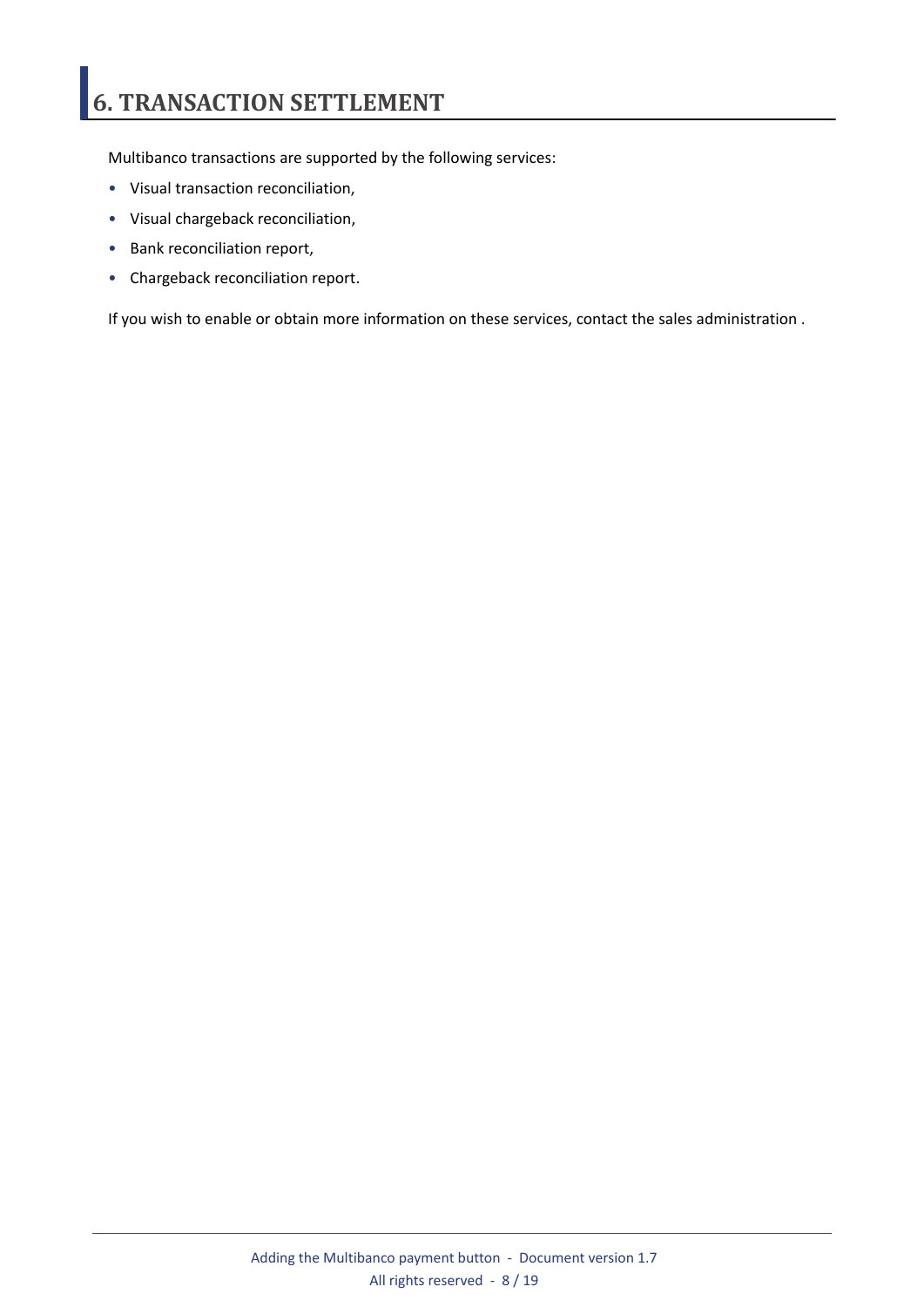# 6. TRANSACTION SETTLEMENT

Multibanco transactions are supported by the following services:

- Visual transaction reconciliation,
- Visual chargeback reconciliation,
- Bank reconciliation report,
- Chargeback reconciliation report.

If you wish to enable or obtain more information on these services, contact the sales administration .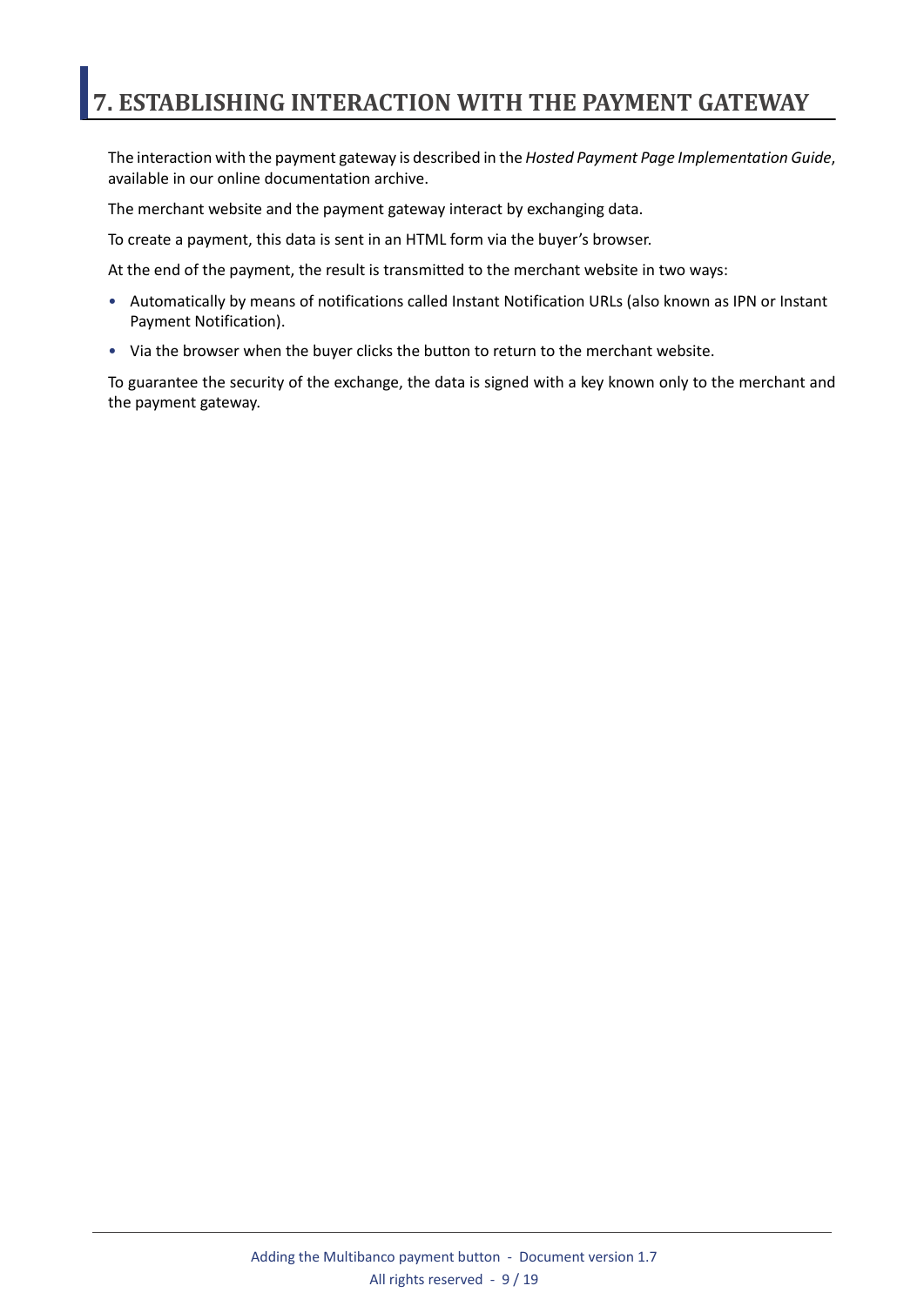# 7. ESTABLISHING INTERACTION WITH THE PAYMENT GATEWAY

The interaction with the payment gateway is described in the *Hosted Payment Page Implementation Guide*, available in our online documentation archive.

The merchant website and the payment gateway interact by exchanging data.

To create a payment, this data is sent in an HTML form via the buyer's browser.

At the end of the payment, the result is transmitted to the merchant website in two ways:

- Automatically by means of notifications called Instant Notification URLs (also known as IPN or Instant Payment Notification).
- Via the browser when the buyer clicks the button to return to the merchant website.

To guarantee the security of the exchange, the data is signed with a key known only to the merchant and the payment gateway.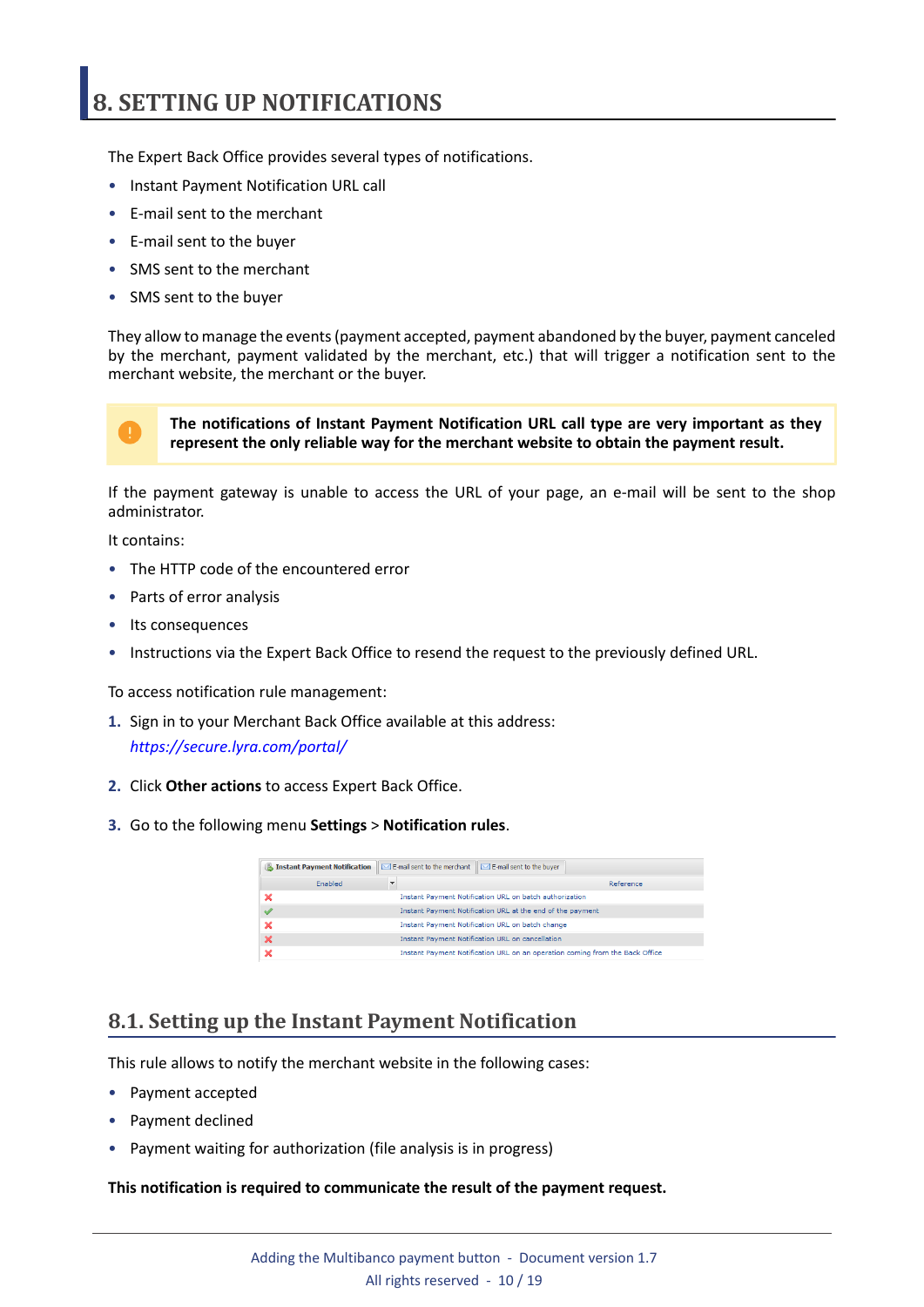# 8. SETTING UP NOTIFICATIONS

The Expert Back Office provides several types of notifications.

- Instant Payment Notification URL call
- E-mail sent to the merchant
- E-mail sent to the buyer
- SMS sent to the merchant
- SMS sent to the buyer

They allow to manage the events (payment accepted, payment abandoned by the buyer, payment canceled by the merchant, payment validated by the merchant, etc.) that will trigger a notification sent to the merchant website, the merchant or the buyer.

> **The notifications of Instant Payment Notification URL call type are very important as they represent the only reliable way for the merchant website to obtain the payment result.**

If the payment gateway is unable to access the URL of your page, an e-mail will be sent to the shop administrator.

It contains:

- The HTTP code of the encountered error
- Parts of error analysis
- Its consequences
- Instructions via the Expert Back Office to resend the request to the previously defined URL.

To access notification rule management:

1. Sign in to your Merchant Back Office available at this address:
   *https://secure.lyra.com/portal/*
2. Click **Other actions** to access Expert Back Office.
3. Go to the following menu **Settings** > **Notification rules**.

Instant Payment Notification | E-mail sent to the merchant | E-mail sent to the buyer

| Enabled | Reference |
| --- | --- |
| ✗ | Instant Payment Notification URL on batch authorization |
| ✓ | Instant Payment Notification URL at the end of the payment |
| ✗ | Instant Payment Notification URL on batch change |
| ✗ | Instant Payment Notification URL on cancellation |
| ✗ | Instant Payment Notification URL on an operation coming from the Back Office |

## 8.1. Setting up the Instant Payment Notification

This rule allows to notify the merchant website in the following cases:

- Payment accepted
- Payment declined
- Payment waiting for authorization (file analysis is in progress)

**This notification is required to communicate the result of the payment request.**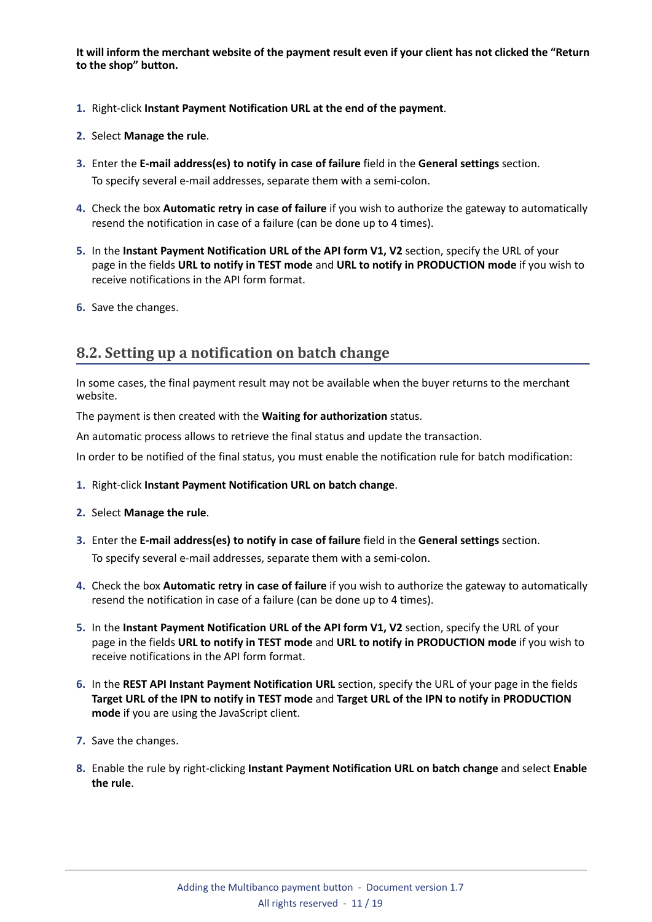**It will inform the merchant website of the payment result even if your client has not clicked the "Return to the shop" button.**

1. Right-click **Instant Payment Notification URL at the end of the payment**.
2. Select **Manage the rule**.
3. Enter the **E-mail address(es) to notify in case of failure** field in the **General settings** section.
   To specify several e-mail addresses, separate them with a semi-colon.
4. Check the box **Automatic retry in case of failure** if you wish to authorize the gateway to automatically resend the notification in case of a failure (can be done up to 4 times).
5. In the **Instant Payment Notification URL of the API form V1, V2** section, specify the URL of your page in the fields **URL to notify in TEST mode** and **URL to notify in PRODUCTION mode** if you wish to receive notifications in the API form format.
6. Save the changes.

## 8.2. Setting up a notification on batch change

In some cases, the final payment result may not be available when the buyer returns to the merchant website.

The payment is then created with the **Waiting for authorization** status.

An automatic process allows to retrieve the final status and update the transaction.

In order to be notified of the final status, you must enable the notification rule for batch modification:

1. Right-click **Instant Payment Notification URL on batch change**.
2. Select **Manage the rule**.
3. Enter the **E-mail address(es) to notify in case of failure** field in the **General settings** section.
   To specify several e-mail addresses, separate them with a semi-colon.
4. Check the box **Automatic retry in case of failure** if you wish to authorize the gateway to automatically resend the notification in case of a failure (can be done up to 4 times).
5. In the **Instant Payment Notification URL of the API form V1, V2** section, specify the URL of your page in the fields **URL to notify in TEST mode** and **URL to notify in PRODUCTION mode** if you wish to receive notifications in the API form format.
6. In the **REST API Instant Payment Notification URL** section, specify the URL of your page in the fields **Target URL of the IPN to notify in TEST mode** and **Target URL of the IPN to notify in PRODUCTION mode** if you are using the JavaScript client.
7. Save the changes.
8. Enable the rule by right-clicking **Instant Payment Notification URL on batch change** and select **Enable the rule**.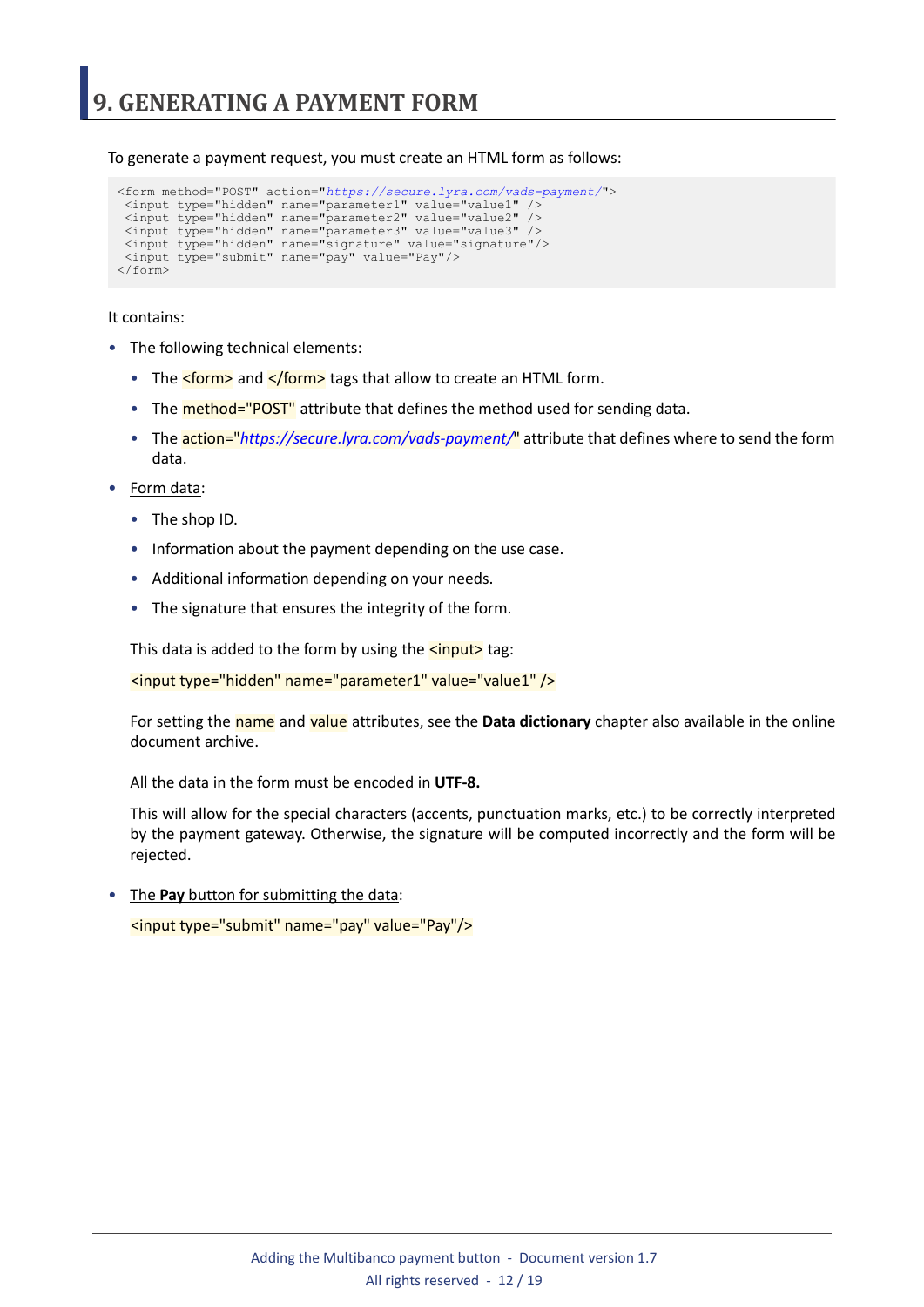# 9. GENERATING A PAYMENT FORM

To generate a payment request, you must create an HTML form as follows:

```
<form method="POST" action="https://secure.lyra.com/vads-payment/">
 <input type="hidden" name="parameter1" value="value1" />
 <input type="hidden" name="parameter2" value="value2" />
 <input type="hidden" name="parameter3" value="value3" />
 <input type="hidden" name="signature" value="signature"/>
 <input type="submit" name="pay" value="Pay"/>
</form>
```

It contains:

- The following technical elements:
  - The `<form>` and `</form>` tags that allow to create an HTML form.
  - The `method="POST"` attribute that defines the method used for sending data.
  - The action="*https://secure.lyra.com/vads-payment/*" attribute that defines where to send the form data.
- Form data:
  - The shop ID.
  - Information about the payment depending on the use case.
  - Additional information depending on your needs.
  - The signature that ensures the integrity of the form.

  This data is added to the form by using the `<input>` tag:

  `<input type="hidden" name="parameter1" value="value1" />`

  For setting the `name` and `value` attributes, see the **Data dictionary** chapter also available in the online document archive.

  All the data in the form must be encoded in **UTF-8.**

  This will allow for the special characters (accents, punctuation marks, etc.) to be correctly interpreted by the payment gateway. Otherwise, the signature will be computed incorrectly and the form will be rejected.

- The **Pay** button for submitting the data:

  `<input type="submit" name="pay" value="Pay"/>`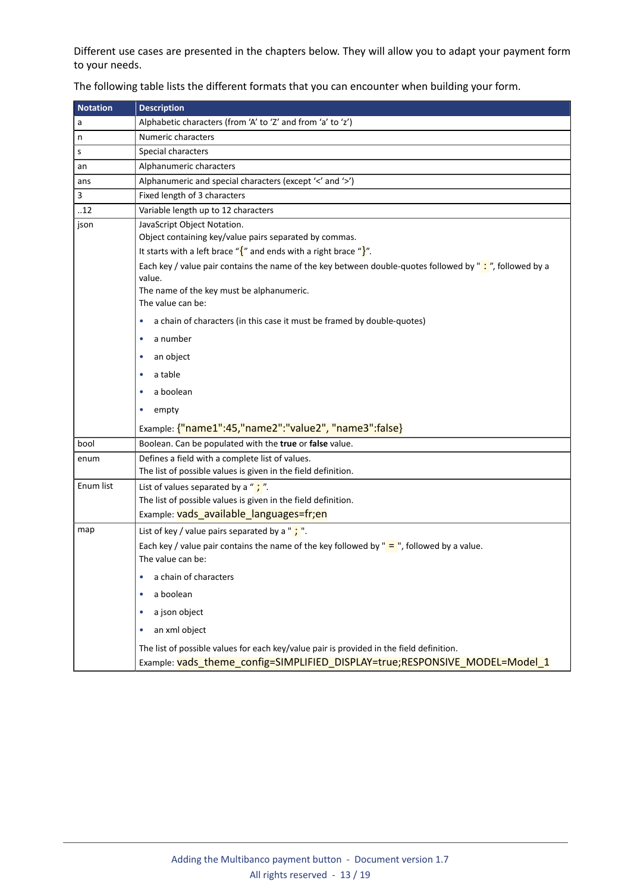Different use cases are presented in the chapters below. They will allow you to adapt your payment form to your needs.

The following table lists the different formats that you can encounter when building your form.

| Notation | Description |
| --- | --- |
| a | Alphabetic characters (from 'A' to 'Z' and from 'a' to 'z') |
| n | Numeric characters |
| s | Special characters |
| an | Alphanumeric characters |
| ans | Alphanumeric and special characters (except '<' and '>') |
| 3 | Fixed length of 3 characters |
| ..12 | Variable length up to 12 characters |
| json | JavaScript Object Notation.<br>Object containing key/value pairs separated by commas.<br>It starts with a left brace "{" and ends with a right brace "}".<br>Each key / value pair contains the name of the key between double-quotes followed by " : ", followed by a value.<br>The name of the key must be alphanumeric.<br>The value can be:<br>• a chain of characters (in this case it must be framed by double-quotes)<br>• a number<br>• an object<br>• a table<br>• a boolean<br>• empty<br>Example: {"name1":45,"name2":"value2", "name3":false} |
| bool | Boolean. Can be populated with the **true** or **false** value. |
| enum | Defines a field with a complete list of values.<br>The list of possible values is given in the field definition. |
| Enum list | List of values separated by a " ; ".<br>The list of possible values is given in the field definition.<br>Example: vads_available_languages=fr;en |
| map | List of key / value pairs separated by a " ; ".<br>Each key / value pair contains the name of the key followed by " = ", followed by a value.<br>The value can be:<br>• a chain of characters<br>• a boolean<br>• a json object<br>• an xml object<br>The list of possible values for each key/value pair is provided in the field definition.<br>Example: vads_theme_config=SIMPLIFIED_DISPLAY=true;RESPONSIVE_MODEL=Model_1 |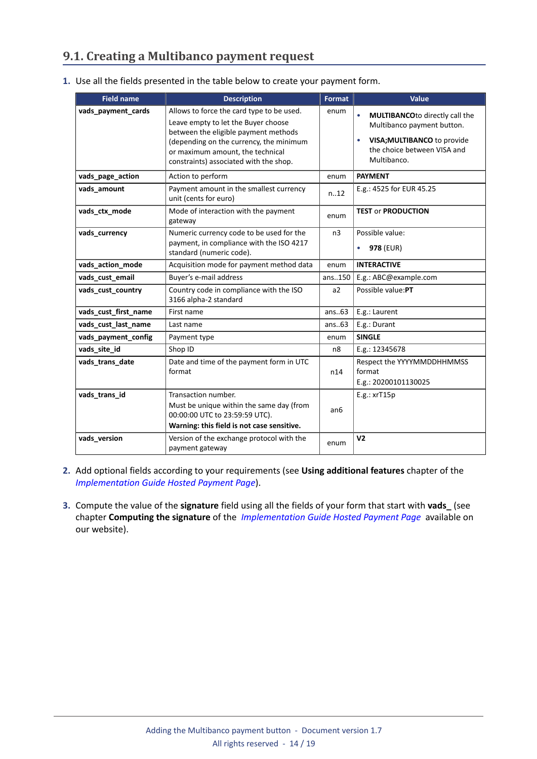## 9.1. Creating a Multibanco payment request

1. Use all the fields presented in the table below to create your payment form.

| Field name | Description | Format | Value |
|---|---|---|---|
| **vads_payment_cards** | Allows to force the card type to be used.<br>Leave empty to let the Buyer choose between the eligible payment methods (depending on the currency, the minimum or maximum amount, the technical constraints) associated with the shop. | enum | • **MULTIBANCO**to directly call the Multibanco payment button.<br>• **VISA;MULTIBANCO** to provide the choice between VISA and Multibanco. |
| **vads_page_action** | Action to perform | enum | **PAYMENT** |
| **vads_amount** | Payment amount in the smallest currency unit (cents for euro) | n..12 | E.g.: 4525 for EUR 45.25 |
| **vads_ctx_mode** | Mode of interaction with the payment gateway | enum | **TEST** or **PRODUCTION** |
| **vads_currency** | Numeric currency code to be used for the payment, in compliance with the ISO 4217 standard (numeric code). | n3 | Possible value:<br>• **978** (EUR) |
| **vads_action_mode** | Acquisition mode for payment method data | enum | **INTERACTIVE** |
| **vads_cust_email** | Buyer's e-mail address | ans..150 | E.g.: ABC@example.com |
| **vads_cust_country** | Country code in compliance with the ISO 3166 alpha-2 standard | a2 | Possible value:**PT** |
| **vads_cust_first_name** | First name | ans..63 | E.g.: Laurent |
| **vads_cust_last_name** | Last name | ans..63 | E.g.: Durant |
| **vads_payment_config** | Payment type | enum | **SINGLE** |
| **vads_site_id** | Shop ID | n8 | E.g.: 12345678 |
| **vads_trans_date** | Date and time of the payment form in UTC format | n14 | Respect the YYYYMMDDHHMMSS format<br>E.g.: 20200101130025 |
| **vads_trans_id** | Transaction number.<br>Must be unique within the same day (from 00:00:00 UTC to 23:59:59 UTC).<br>**Warning: this field is not case sensitive.** | an6 | E.g.: xrT15p |
| **vads_version** | Version of the exchange protocol with the payment gateway | enum | **V2** |

2. Add optional fields according to your requirements (see **Using additional features** chapter of the *Implementation Guide Hosted Payment Page*).

3. Compute the value of the **signature** field using all the fields of your form that start with **vads_** (see chapter **Computing the signature** of the *Implementation Guide Hosted Payment Page* available on our website).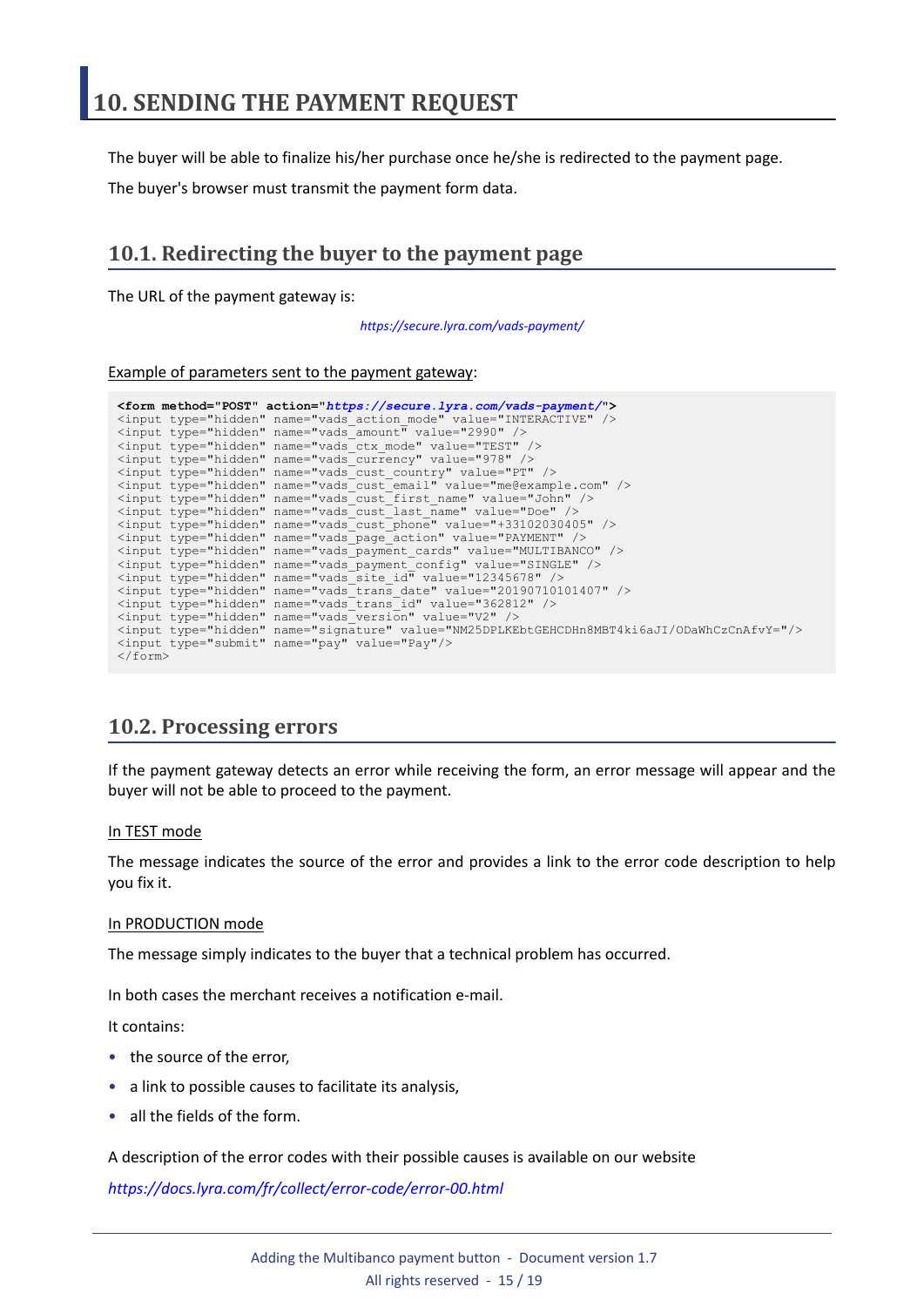# 10. SENDING THE PAYMENT REQUEST

The buyer will be able to finalize his/her purchase once he/she is redirected to the payment page.

The buyer's browser must transmit the payment form data.

## 10.1. Redirecting the buyer to the payment page

The URL of the payment gateway is:

*https://secure.lyra.com/vads-payment/*

Example of parameters sent to the payment gateway:

```
<form method="POST" action="https://secure.lyra.com/vads-payment/">
<input type="hidden" name="vads_action_mode" value="INTERACTIVE" />
<input type="hidden" name="vads_amount" value="2990" />
<input type="hidden" name="vads_ctx_mode" value="TEST" />
<input type="hidden" name="vads_currency" value="978" />
<input type="hidden" name="vads_cust_country" value="PT" />
<input type="hidden" name="vads_cust_email" value="me@example.com" />
<input type="hidden" name="vads_cust_first_name" value="John" />
<input type="hidden" name="vads_cust_last_name" value="Doe" />
<input type="hidden" name="vads_cust_phone" value="+33102030405" />
<input type="hidden" name="vads_page_action" value="PAYMENT" />
<input type="hidden" name="vads_payment_cards" value="MULTIBANCO" />
<input type="hidden" name="vads_payment_config" value="SINGLE" />
<input type="hidden" name="vads_site_id" value="12345678" />
<input type="hidden" name="vads_trans_date" value="20190710101407" />
<input type="hidden" name="vads_trans_id" value="362812" />
<input type="hidden" name="vads_version" value="V2" />
<input type="hidden" name="signature" value="NM25DPLKEbtGEHCDHn8MBT4ki6aJI/ODaWhCzCnAfvY="/>
<input type="submit" name="pay" value="Pay"/>
</form>
```

## 10.2. Processing errors

If the payment gateway detects an error while receiving the form, an error message will appear and the buyer will not be able to proceed to the payment.

In TEST mode

The message indicates the source of the error and provides a link to the error code description to help you fix it.

In PRODUCTION mode

The message simply indicates to the buyer that a technical problem has occurred.

In both cases the merchant receives a notification e-mail.

It contains:

- the source of the error,
- a link to possible causes to facilitate its analysis,
- all the fields of the form.

A description of the error codes with their possible causes is available on our website

*https://docs.lyra.com/fr/collect/error-code/error-00.html*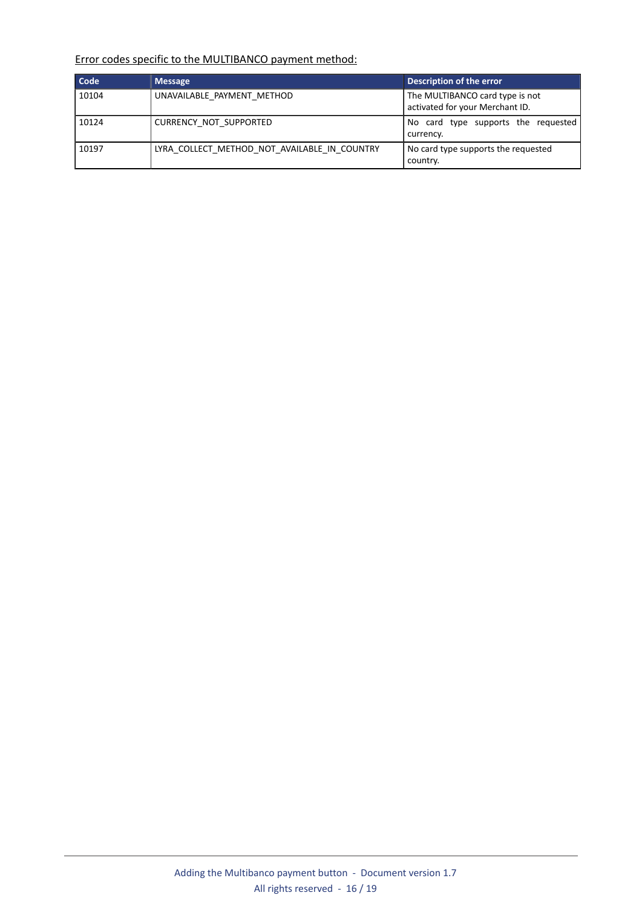Error codes specific to the MULTIBANCO payment method:

| Code | Message | Description of the error |
|---|---|---|
| 10104 | UNAVAILABLE_PAYMENT_METHOD | The MULTIBANCO card type is not activated for your Merchant ID. |
| 10124 | CURRENCY_NOT_SUPPORTED | No card type supports the requested currency. |
| 10197 | LYRA_COLLECT_METHOD_NOT_AVAILABLE_IN_COUNTRY | No card type supports the requested country. |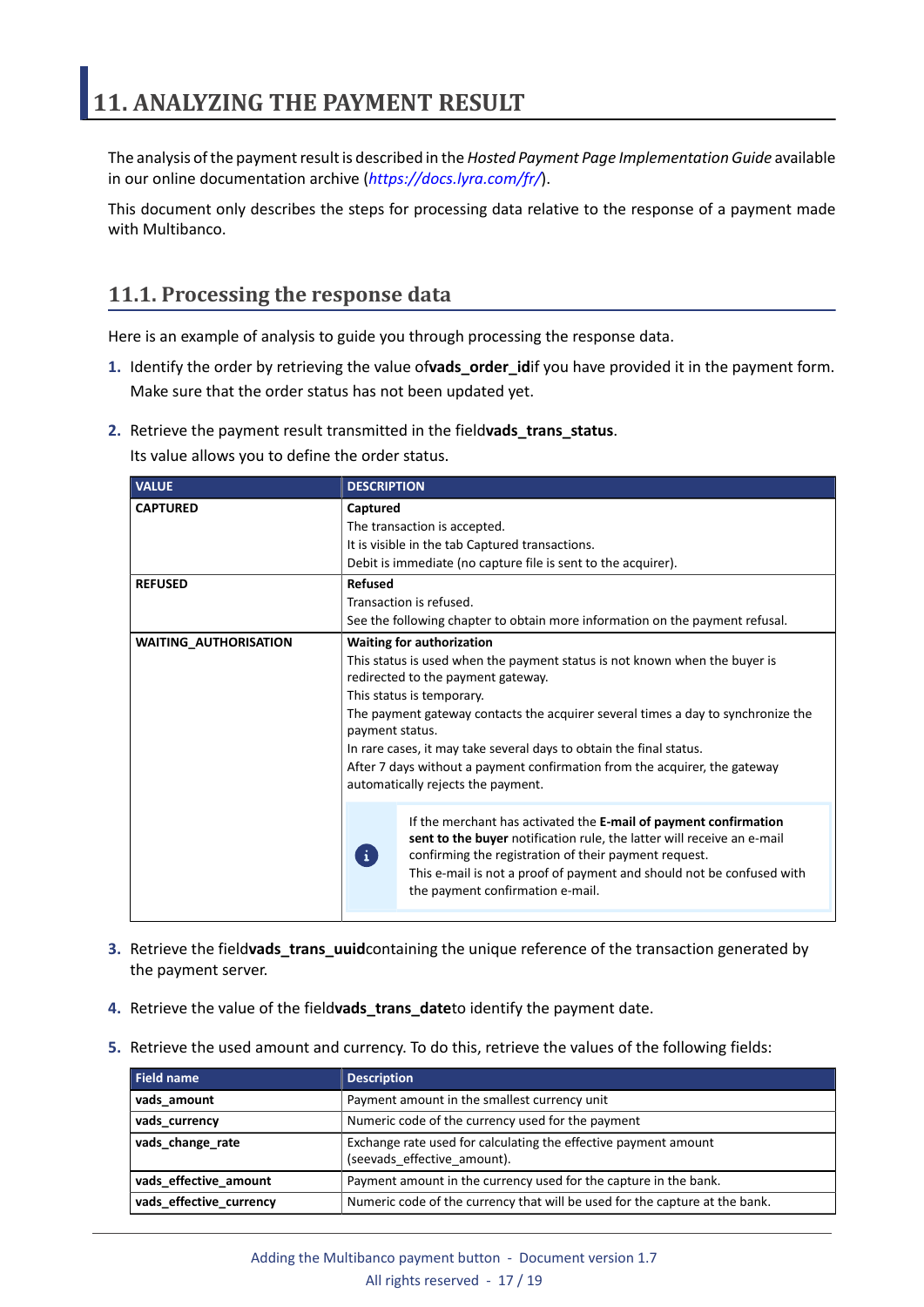# 11. ANALYZING THE PAYMENT RESULT

The analysis of the payment result is described in the *Hosted Payment Page Implementation Guide* available in our online documentation archive (*https://docs.lyra.com/fr/*).

This document only describes the steps for processing data relative to the response of a payment made with Multibanco.

## 11.1. Processing the response data

Here is an example of analysis to guide you through processing the response data.

1. Identify the order by retrieving the value of**vads_order_id**if you have provided it in the payment form. Make sure that the order status has not been updated yet.

2. Retrieve the payment result transmitted in the field**vads_trans_status**.

   Its value allows you to define the order status.

| VALUE | DESCRIPTION |
|---|---|
| **CAPTURED** | **Captured**<br>The transaction is accepted.<br>It is visible in the tab Captured transactions.<br>Debit is immediate (no capture file is sent to the acquirer). |
| **REFUSED** | **Refused**<br>Transaction is refused.<br>See the following chapter to obtain more information on the payment refusal. |
| **WAITING_AUTHORISATION** | **Waiting for authorization**<br>This status is used when the payment status is not known when the buyer is redirected to the payment gateway.<br>This status is temporary.<br>The payment gateway contacts the acquirer several times a day to synchronize the payment status.<br>In rare cases, it may take several days to obtain the final status.<br>After 7 days without a payment confirmation from the acquirer, the gateway automatically rejects the payment.<br><br>If the merchant has activated the **E-mail of payment confirmation sent to the buyer** notification rule, the latter will receive an e-mail confirming the registration of their payment request.<br>This e-mail is not a proof of payment and should not be confused with the payment confirmation e-mail. |

3. Retrieve the field**vads_trans_uuid**containing the unique reference of the transaction generated by the payment server.

4. Retrieve the value of the field**vads_trans_date**to identify the payment date.

5. Retrieve the used amount and currency. To do this, retrieve the values of the following fields:

| Field name | Description |
|---|---|
| **vads_amount** | Payment amount in the smallest currency unit |
| **vads_currency** | Numeric code of the currency used for the payment |
| **vads_change_rate** | Exchange rate used for calculating the effective payment amount (seevads_effective_amount). |
| **vads_effective_amount** | Payment amount in the currency used for the capture in the bank. |
| **vads_effective_currency** | Numeric code of the currency that will be used for the capture at the bank. |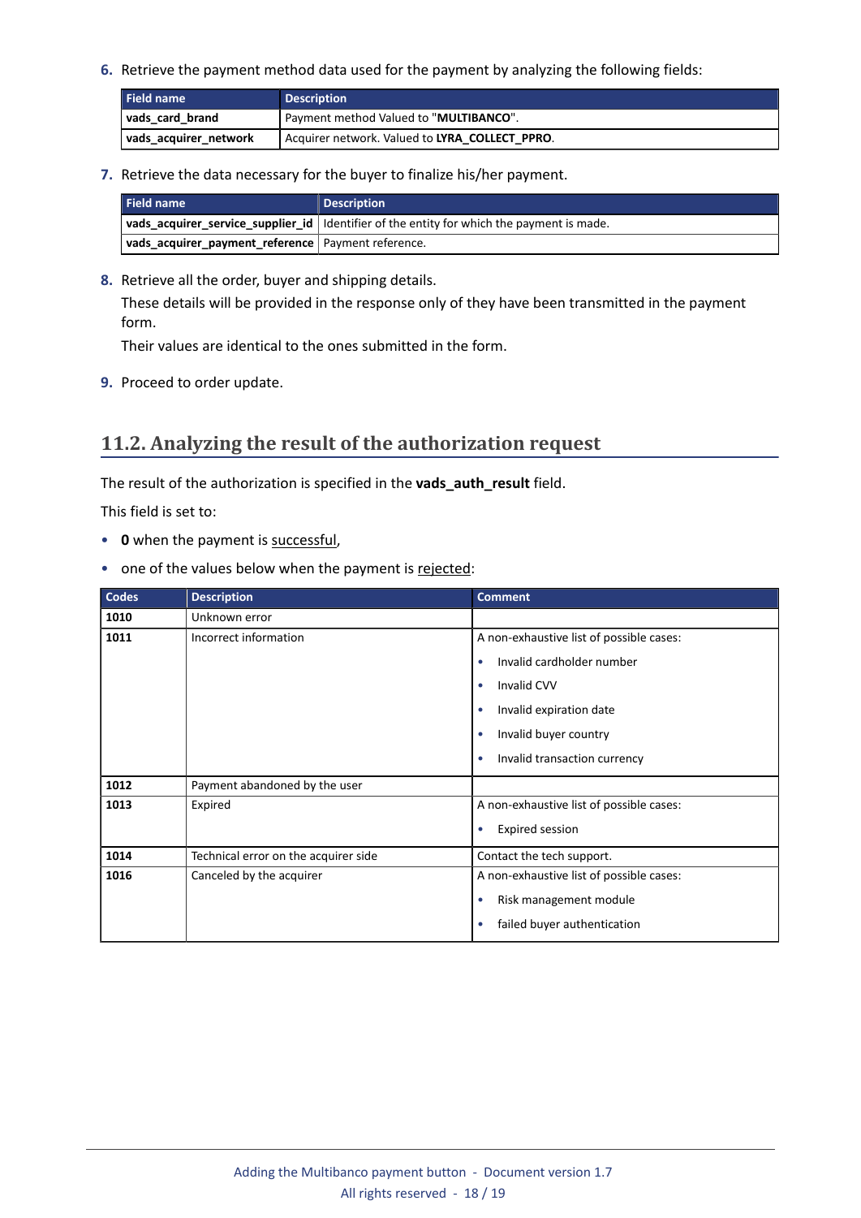6. Retrieve the payment method data used for the payment by analyzing the following fields:

| Field name | Description |
| --- | --- |
| **vads_card_brand** | Payment method Valued to "**MULTIBANCO**". |
| **vads_acquirer_network** | Acquirer network. Valued to **LYRA_COLLECT_PPRO**. |

7. Retrieve the data necessary for the buyer to finalize his/her payment.

| Field name | Description |
| --- | --- |
| **vads_acquirer_service_supplier_id** | Identifier of the entity for which the payment is made. |
| **vads_acquirer_payment_reference** | Payment reference. |

8. Retrieve all the order, buyer and shipping details.

   These details will be provided in the response only of they have been transmitted in the payment form.

   Their values are identical to the ones submitted in the form.

9. Proceed to order update.

## 11.2. Analyzing the result of the authorization request

The result of the authorization is specified in the **vads_auth_result** field.

This field is set to:

- **0** when the payment is successful,
- one of the values below when the payment is rejected:

| Codes | Description | Comment |
| --- | --- | --- |
| **1010** | Unknown error | |
| **1011** | Incorrect information | A non-exhaustive list of possible cases:<br>• Invalid cardholder number<br>• Invalid CVV<br>• Invalid expiration date<br>• Invalid buyer country<br>• Invalid transaction currency |
| **1012** | Payment abandoned by the user | |
| **1013** | Expired | A non-exhaustive list of possible cases:<br>• Expired session |
| **1014** | Technical error on the acquirer side | Contact the tech support. |
| **1016** | Canceled by the acquirer | A non-exhaustive list of possible cases:<br>• Risk management module<br>• failed buyer authentication |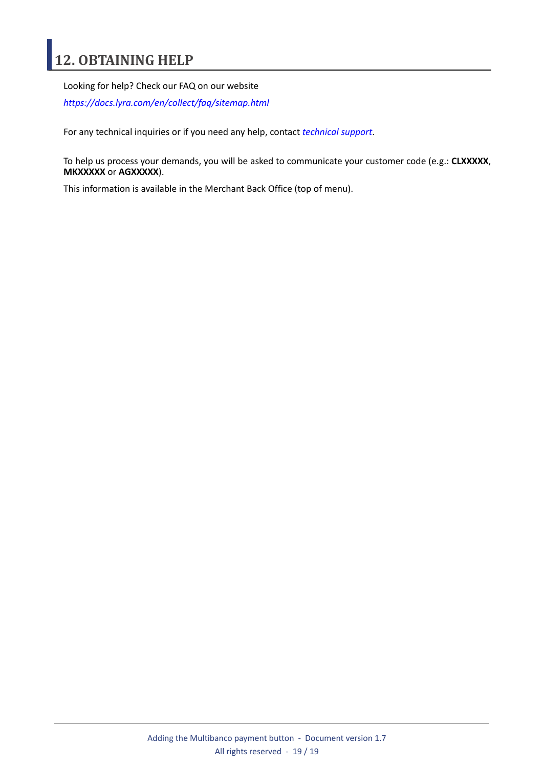# 12. OBTAINING HELP

Looking for help? Check our FAQ on our website

*https://docs.lyra.com/en/collect/faq/sitemap.html*

For any technical inquiries or if you need any help, contact *technical support*.

To help us process your demands, you will be asked to communicate your customer code (e.g.: **CLXXXXX**, **MKXXXXX** or **AGXXXXX**).

This information is available in the Merchant Back Office (top of menu).